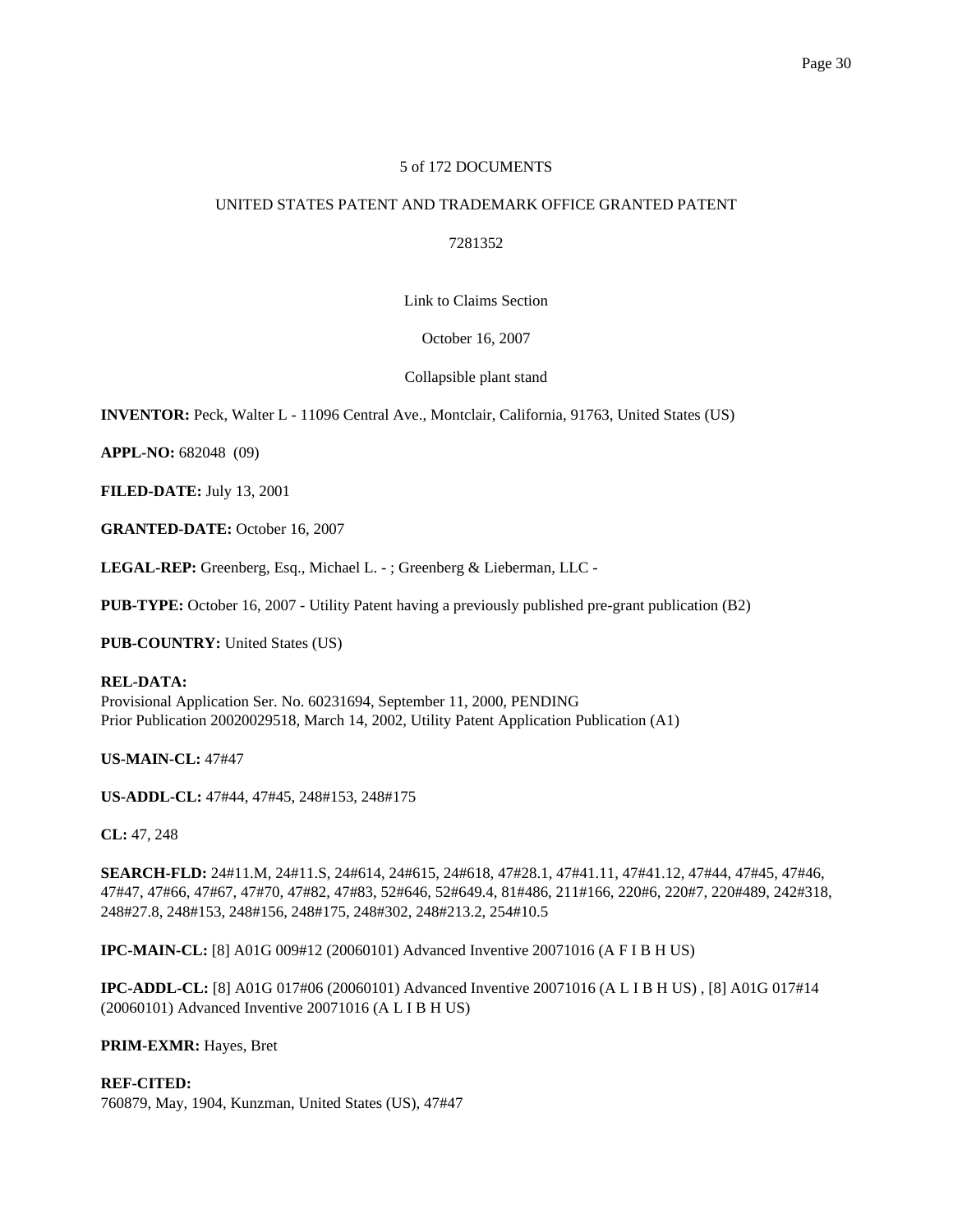5 of 172 DOCUMENTS

UNITED STATES PATENT AND TRADEMARK OFFICE GRANTED PATENT

7281352

Link to Claims Section

October 16, 2007

Collapsible plant stand

**INVENTOR:** Peck, Walter L - 11096 Central Ave., Montclair, California, 91763, United States (US)

**APPL-NO:** 682048 (09)

**FILED-DATE:** July 13, 2001

**GRANTED-DATE:** October 16, 2007

**LEGAL-REP:** Greenberg, Esq., Michael L. - ; Greenberg & Lieberman, LLC -

**PUB-TYPE:** October 16, 2007 - Utility Patent having a previously published pre-grant publication (B2)

**PUB-COUNTRY:** United States (US)

**REL-DATA:**
Provisional Application Ser. No. 60231694, September 11, 2000, PENDING
Prior Publication 20020029518, March 14, 2002, Utility Patent Application Publication (A1)

**US-MAIN-CL:** 47#47

**US-ADDL-CL:** 47#44, 47#45, 248#153, 248#175

**CL:** 47, 248

**SEARCH-FLD:** 24#11.M, 24#11.S, 24#614, 24#615, 24#618, 47#28.1, 47#41.11, 47#41.12, 47#44, 47#45, 47#46, 47#47, 47#66, 47#67, 47#70, 47#82, 47#83, 52#646, 52#649.4, 81#486, 211#166, 220#6, 220#7, 220#489, 242#318, 248#27.8, 248#153, 248#156, 248#175, 248#302, 248#213.2, 254#10.5

**IPC-MAIN-CL:** [8] A01G 009#12 (20060101) Advanced Inventive 20071016 (A F I B H US)

**IPC-ADDL-CL:** [8] A01G 017#06 (20060101) Advanced Inventive 20071016 (A L I B H US) , [8] A01G 017#14 (20060101) Advanced Inventive 20071016 (A L I B H US)

**PRIM-EXMR:** Hayes, Bret

**REF-CITED:**
760879, May, 1904, Kunzman, United States (US), 47#47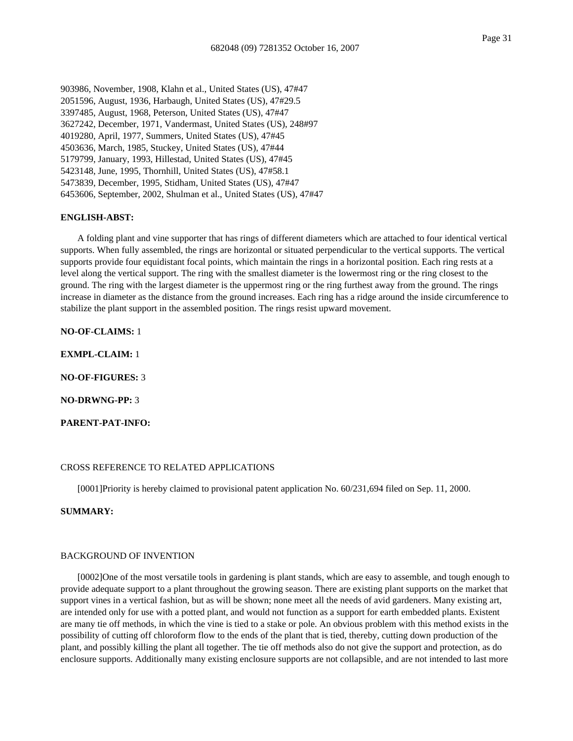903986, November, 1908, Klahn et al., United States (US), 47#47
2051596, August, 1936, Harbaugh, United States (US), 47#29.5
3397485, August, 1968, Peterson, United States (US), 47#47
3627242, December, 1971, Vandermast, United States (US), 248#97
4019280, April, 1977, Summers, United States (US), 47#45
4503636, March, 1985, Stuckey, United States (US), 47#44
5179799, January, 1993, Hillestad, United States (US), 47#45
5423148, June, 1995, Thornhill, United States (US), 47#58.1
5473839, December, 1995, Stidham, United States (US), 47#47
6453606, September, 2002, Shulman et al., United States (US), 47#47

**ENGLISH-ABST:**

A folding plant and vine supporter that has rings of different diameters which are attached to four identical vertical supports. When fully assembled, the rings are horizontal or situated perpendicular to the vertical supports. The vertical supports provide four equidistant focal points, which maintain the rings in a horizontal position. Each ring rests at a level along the vertical support. The ring with the smallest diameter is the lowermost ring or the ring closest to the ground. The ring with the largest diameter is the uppermost ring or the ring furthest away from the ground. The rings increase in diameter as the distance from the ground increases. Each ring has a ridge around the inside circumference to stabilize the plant support in the assembled position. The rings resist upward movement.

**NO-OF-CLAIMS:** 1

**EXMPL-CLAIM:** 1

**NO-OF-FIGURES:** 3

**NO-DRWNG-PP:** 3

**PARENT-PAT-INFO:**

CROSS REFERENCE TO RELATED APPLICATIONS

[0001]Priority is hereby claimed to provisional patent application No. 60/231,694 filed on Sep. 11, 2000.

**SUMMARY:**

BACKGROUND OF INVENTION

[0002]One of the most versatile tools in gardening is plant stands, which are easy to assemble, and tough enough to provide adequate support to a plant throughout the growing season. There are existing plant supports on the market that support vines in a vertical fashion, but as will be shown; none meet all the needs of avid gardeners. Many existing art, are intended only for use with a potted plant, and would not function as a support for earth embedded plants. Existent are many tie off methods, in which the vine is tied to a stake or pole. An obvious problem with this method exists in the possibility of cutting off chloroform flow to the ends of the plant that is tied, thereby, cutting down production of the plant, and possibly killing the plant all together. The tie off methods also do not give the support and protection, as do enclosure supports. Additionally many existing enclosure supports are not collapsible, and are not intended to last more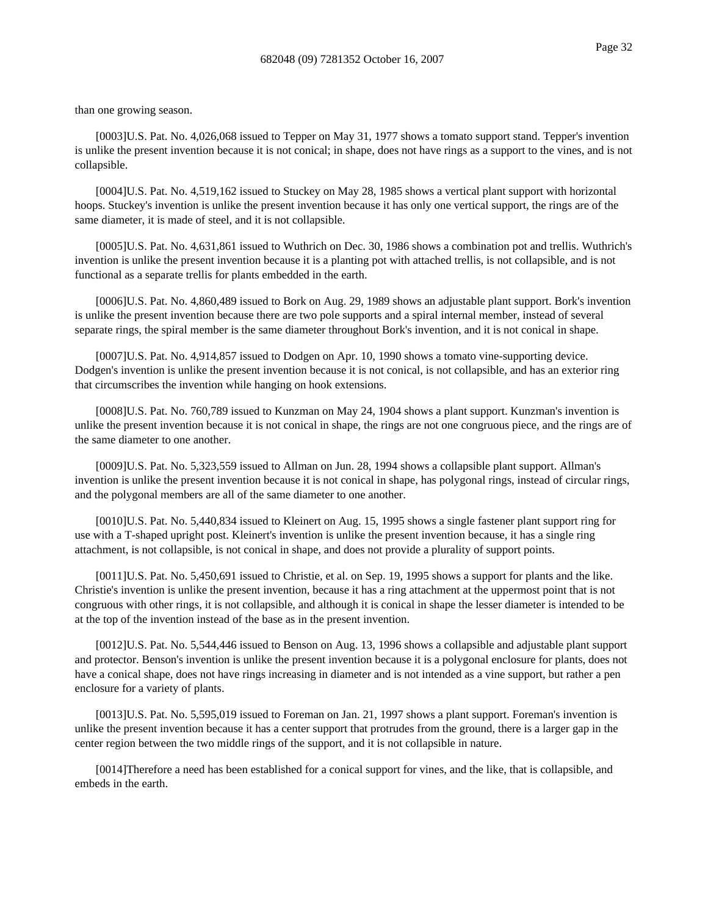than one growing season.

[0003]U.S. Pat. No. 4,026,068 issued to Tepper on May 31, 1977 shows a tomato support stand. Tepper's invention is unlike the present invention because it is not conical; in shape, does not have rings as a support to the vines, and is not collapsible.

[0004]U.S. Pat. No. 4,519,162 issued to Stuckey on May 28, 1985 shows a vertical plant support with horizontal hoops. Stuckey's invention is unlike the present invention because it has only one vertical support, the rings are of the same diameter, it is made of steel, and it is not collapsible.

[0005]U.S. Pat. No. 4,631,861 issued to Wuthrich on Dec. 30, 1986 shows a combination pot and trellis. Wuthrich's invention is unlike the present invention because it is a planting pot with attached trellis, is not collapsible, and is not functional as a separate trellis for plants embedded in the earth.

[0006]U.S. Pat. No. 4,860,489 issued to Bork on Aug. 29, 1989 shows an adjustable plant support. Bork's invention is unlike the present invention because there are two pole supports and a spiral internal member, instead of several separate rings, the spiral member is the same diameter throughout Bork's invention, and it is not conical in shape.

[0007]U.S. Pat. No. 4,914,857 issued to Dodgen on Apr. 10, 1990 shows a tomato vine-supporting device. Dodgen's invention is unlike the present invention because it is not conical, is not collapsible, and has an exterior ring that circumscribes the invention while hanging on hook extensions.

[0008]U.S. Pat. No. 760,789 issued to Kunzman on May 24, 1904 shows a plant support. Kunzman's invention is unlike the present invention because it is not conical in shape, the rings are not one congruous piece, and the rings are of the same diameter to one another.

[0009]U.S. Pat. No. 5,323,559 issued to Allman on Jun. 28, 1994 shows a collapsible plant support. Allman's invention is unlike the present invention because it is not conical in shape, has polygonal rings, instead of circular rings, and the polygonal members are all of the same diameter to one another.

[0010]U.S. Pat. No. 5,440,834 issued to Kleinert on Aug. 15, 1995 shows a single fastener plant support ring for use with a T-shaped upright post. Kleinert's invention is unlike the present invention because, it has a single ring attachment, is not collapsible, is not conical in shape, and does not provide a plurality of support points.

[0011]U.S. Pat. No. 5,450,691 issued to Christie, et al. on Sep. 19, 1995 shows a support for plants and the like. Christie's invention is unlike the present invention, because it has a ring attachment at the uppermost point that is not congruous with other rings, it is not collapsible, and although it is conical in shape the lesser diameter is intended to be at the top of the invention instead of the base as in the present invention.

[0012]U.S. Pat. No. 5,544,446 issued to Benson on Aug. 13, 1996 shows a collapsible and adjustable plant support and protector. Benson's invention is unlike the present invention because it is a polygonal enclosure for plants, does not have a conical shape, does not have rings increasing in diameter and is not intended as a vine support, but rather a pen enclosure for a variety of plants.

[0013]U.S. Pat. No. 5,595,019 issued to Foreman on Jan. 21, 1997 shows a plant support. Foreman's invention is unlike the present invention because it has a center support that protrudes from the ground, there is a larger gap in the center region between the two middle rings of the support, and it is not collapsible in nature.

[0014]Therefore a need has been established for a conical support for vines, and the like, that is collapsible, and embeds in the earth.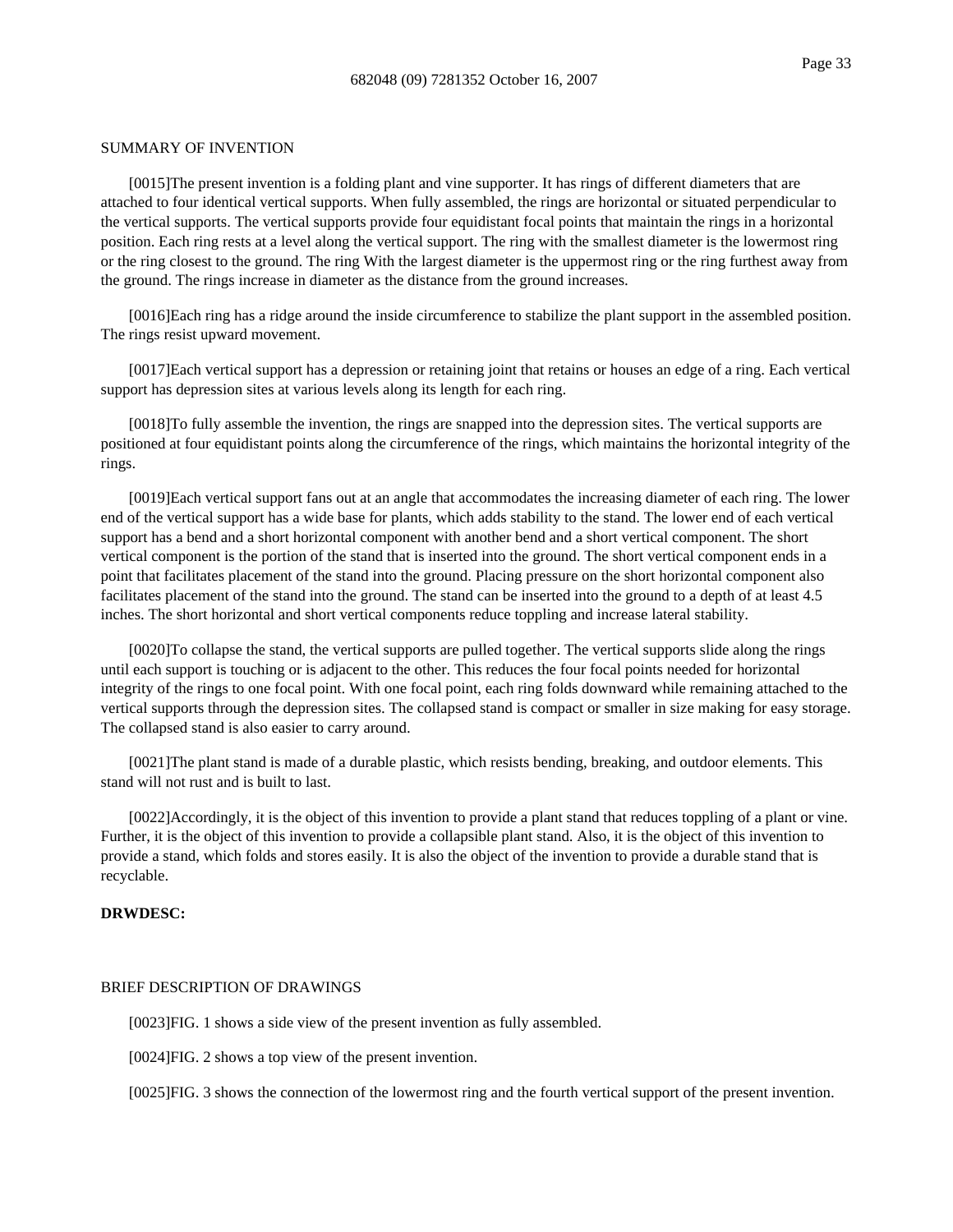SUMMARY OF INVENTION

[0015]The present invention is a folding plant and vine supporter. It has rings of different diameters that are attached to four identical vertical supports. When fully assembled, the rings are horizontal or situated perpendicular to the vertical supports. The vertical supports provide four equidistant focal points that maintain the rings in a horizontal position. Each ring rests at a level along the vertical support. The ring with the smallest diameter is the lowermost ring or the ring closest to the ground. The ring With the largest diameter is the uppermost ring or the ring furthest away from the ground. The rings increase in diameter as the distance from the ground increases.

[0016]Each ring has a ridge around the inside circumference to stabilize the plant support in the assembled position. The rings resist upward movement.

[0017]Each vertical support has a depression or retaining joint that retains or houses an edge of a ring. Each vertical support has depression sites at various levels along its length for each ring.

[0018]To fully assemble the invention, the rings are snapped into the depression sites. The vertical supports are positioned at four equidistant points along the circumference of the rings, which maintains the horizontal integrity of the rings.

[0019]Each vertical support fans out at an angle that accommodates the increasing diameter of each ring. The lower end of the vertical support has a wide base for plants, which adds stability to the stand. The lower end of each vertical support has a bend and a short horizontal component with another bend and a short vertical component. The short vertical component is the portion of the stand that is inserted into the ground. The short vertical component ends in a point that facilitates placement of the stand into the ground. Placing pressure on the short horizontal component also facilitates placement of the stand into the ground. The stand can be inserted into the ground to a depth of at least 4.5 inches. The short horizontal and short vertical components reduce toppling and increase lateral stability.

[0020]To collapse the stand, the vertical supports are pulled together. The vertical supports slide along the rings until each support is touching or is adjacent to the other. This reduces the four focal points needed for horizontal integrity of the rings to one focal point. With one focal point, each ring folds downward while remaining attached to the vertical supports through the depression sites. The collapsed stand is compact or smaller in size making for easy storage. The collapsed stand is also easier to carry around.

[0021]The plant stand is made of a durable plastic, which resists bending, breaking, and outdoor elements. This stand will not rust and is built to last.

[0022]Accordingly, it is the object of this invention to provide a plant stand that reduces toppling of a plant or vine. Further, it is the object of this invention to provide a collapsible plant stand. Also, it is the object of this invention to provide a stand, which folds and stores easily. It is also the object of the invention to provide a durable stand that is recyclable.

**DRWDESC:**

BRIEF DESCRIPTION OF DRAWINGS

[0023]FIG. 1 shows a side view of the present invention as fully assembled.

[0024]FIG. 2 shows a top view of the present invention.

[0025]FIG. 3 shows the connection of the lowermost ring and the fourth vertical support of the present invention.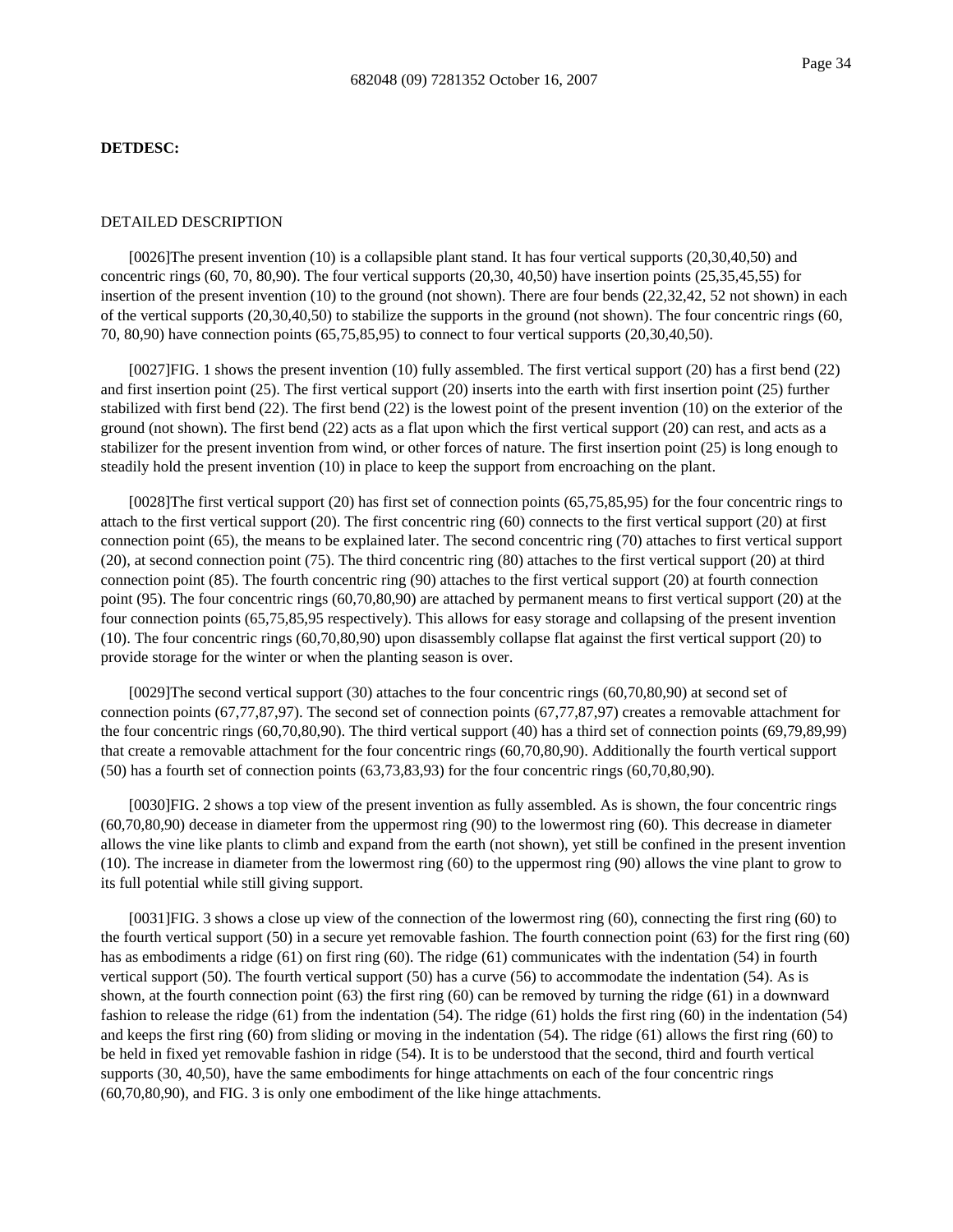**DETDESC:**

DETAILED DESCRIPTION

[0026]The present invention (10) is a collapsible plant stand. It has four vertical supports (20,30,40,50) and concentric rings (60, 70, 80,90). The four vertical supports (20,30, 40,50) have insertion points (25,35,45,55) for insertion of the present invention (10) to the ground (not shown). There are four bends (22,32,42, 52 not shown) in each of the vertical supports (20,30,40,50) to stabilize the supports in the ground (not shown). The four concentric rings (60, 70, 80,90) have connection points (65,75,85,95) to connect to four vertical supports (20,30,40,50).

[0027]FIG. 1 shows the present invention (10) fully assembled. The first vertical support (20) has a first bend (22) and first insertion point (25). The first vertical support (20) inserts into the earth with first insertion point (25) further stabilized with first bend (22). The first bend (22) is the lowest point of the present invention (10) on the exterior of the ground (not shown). The first bend (22) acts as a flat upon which the first vertical support (20) can rest, and acts as a stabilizer for the present invention from wind, or other forces of nature. The first insertion point (25) is long enough to steadily hold the present invention (10) in place to keep the support from encroaching on the plant.

[0028]The first vertical support (20) has first set of connection points (65,75,85,95) for the four concentric rings to attach to the first vertical support (20). The first concentric ring (60) connects to the first vertical support (20) at first connection point (65), the means to be explained later. The second concentric ring (70) attaches to first vertical support (20), at second connection point (75). The third concentric ring (80) attaches to the first vertical support (20) at third connection point (85). The fourth concentric ring (90) attaches to the first vertical support (20) at fourth connection point (95). The four concentric rings (60,70,80,90) are attached by permanent means to first vertical support (20) at the four connection points (65,75,85,95 respectively). This allows for easy storage and collapsing of the present invention (10). The four concentric rings (60,70,80,90) upon disassembly collapse flat against the first vertical support (20) to provide storage for the winter or when the planting season is over.

[0029]The second vertical support (30) attaches to the four concentric rings (60,70,80,90) at second set of connection points (67,77,87,97). The second set of connection points (67,77,87,97) creates a removable attachment for the four concentric rings (60,70,80,90). The third vertical support (40) has a third set of connection points (69,79,89,99) that create a removable attachment for the four concentric rings (60,70,80,90). Additionally the fourth vertical support (50) has a fourth set of connection points (63,73,83,93) for the four concentric rings (60,70,80,90).

[0030]FIG. 2 shows a top view of the present invention as fully assembled. As is shown, the four concentric rings (60,70,80,90) decease in diameter from the uppermost ring (90) to the lowermost ring (60). This decrease in diameter allows the vine like plants to climb and expand from the earth (not shown), yet still be confined in the present invention (10). The increase in diameter from the lowermost ring (60) to the uppermost ring (90) allows the vine plant to grow to its full potential while still giving support.

[0031]FIG. 3 shows a close up view of the connection of the lowermost ring (60), connecting the first ring (60) to the fourth vertical support (50) in a secure yet removable fashion. The fourth connection point (63) for the first ring (60) has as embodiments a ridge (61) on first ring (60). The ridge (61) communicates with the indentation (54) in fourth vertical support (50). The fourth vertical support (50) has a curve (56) to accommodate the indentation (54). As is shown, at the fourth connection point (63) the first ring (60) can be removed by turning the ridge (61) in a downward fashion to release the ridge (61) from the indentation (54). The ridge (61) holds the first ring (60) in the indentation (54) and keeps the first ring (60) from sliding or moving in the indentation (54). The ridge (61) allows the first ring (60) to be held in fixed yet removable fashion in ridge (54). It is to be understood that the second, third and fourth vertical supports (30, 40,50), have the same embodiments for hinge attachments on each of the four concentric rings (60,70,80,90), and FIG. 3 is only one embodiment of the like hinge attachments.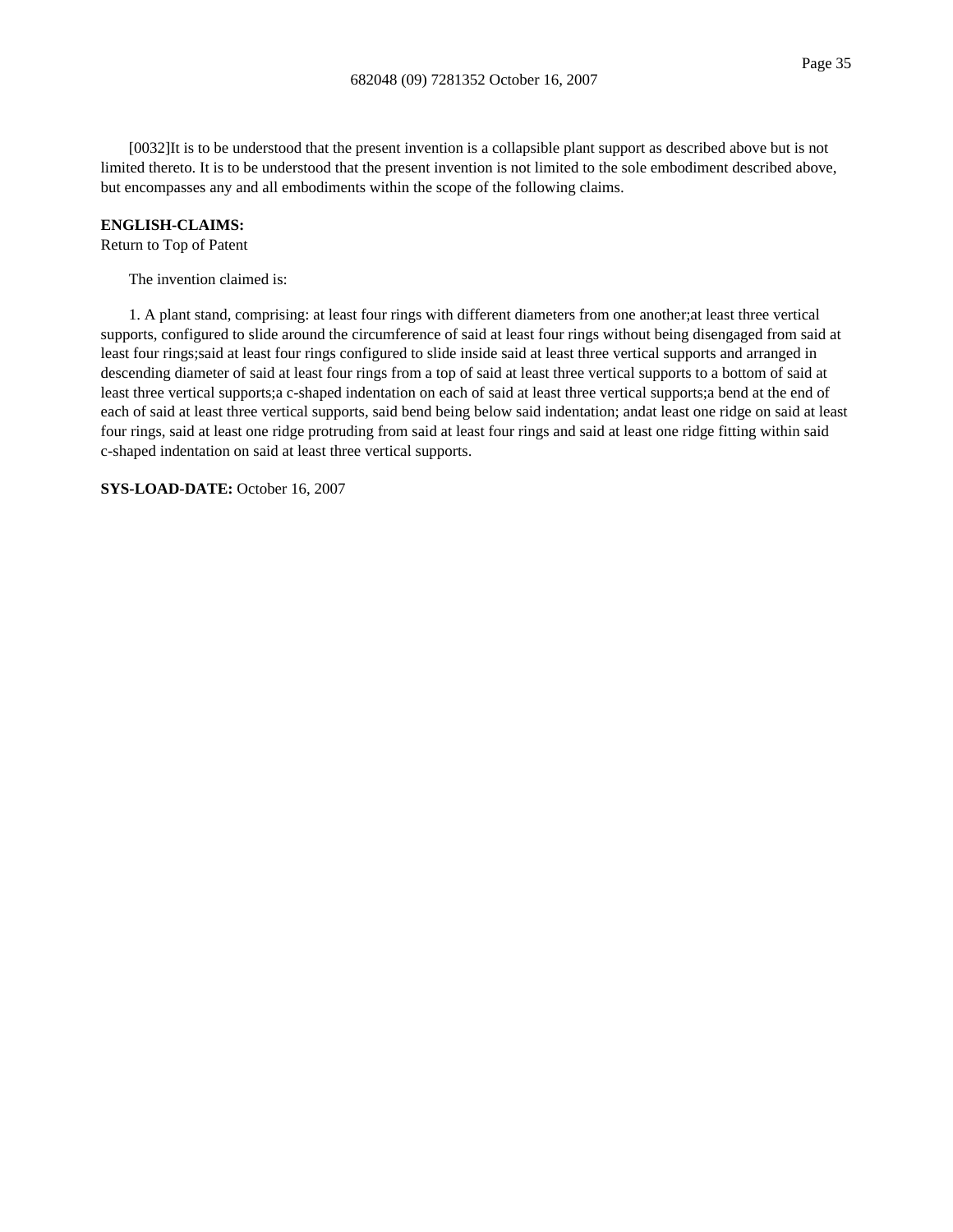[0032]It is to be understood that the present invention is a collapsible plant support as described above but is not limited thereto. It is to be understood that the present invention is not limited to the sole embodiment described above, but encompasses any and all embodiments within the scope of the following claims.

**ENGLISH-CLAIMS:**
Return to Top of Patent

The invention claimed is:

1. A plant stand, comprising: at least four rings with different diameters from one another;at least three vertical supports, configured to slide around the circumference of said at least four rings without being disengaged from said at least four rings;said at least four rings configured to slide inside said at least three vertical supports and arranged in descending diameter of said at least four rings from a top of said at least three vertical supports to a bottom of said at least three vertical supports;a c-shaped indentation on each of said at least three vertical supports;a bend at the end of each of said at least three vertical supports, said bend being below said indentation; andat least one ridge on said at least four rings, said at least one ridge protruding from said at least four rings and said at least one ridge fitting within said c-shaped indentation on said at least three vertical supports.

**SYS-LOAD-DATE:** October 16, 2007